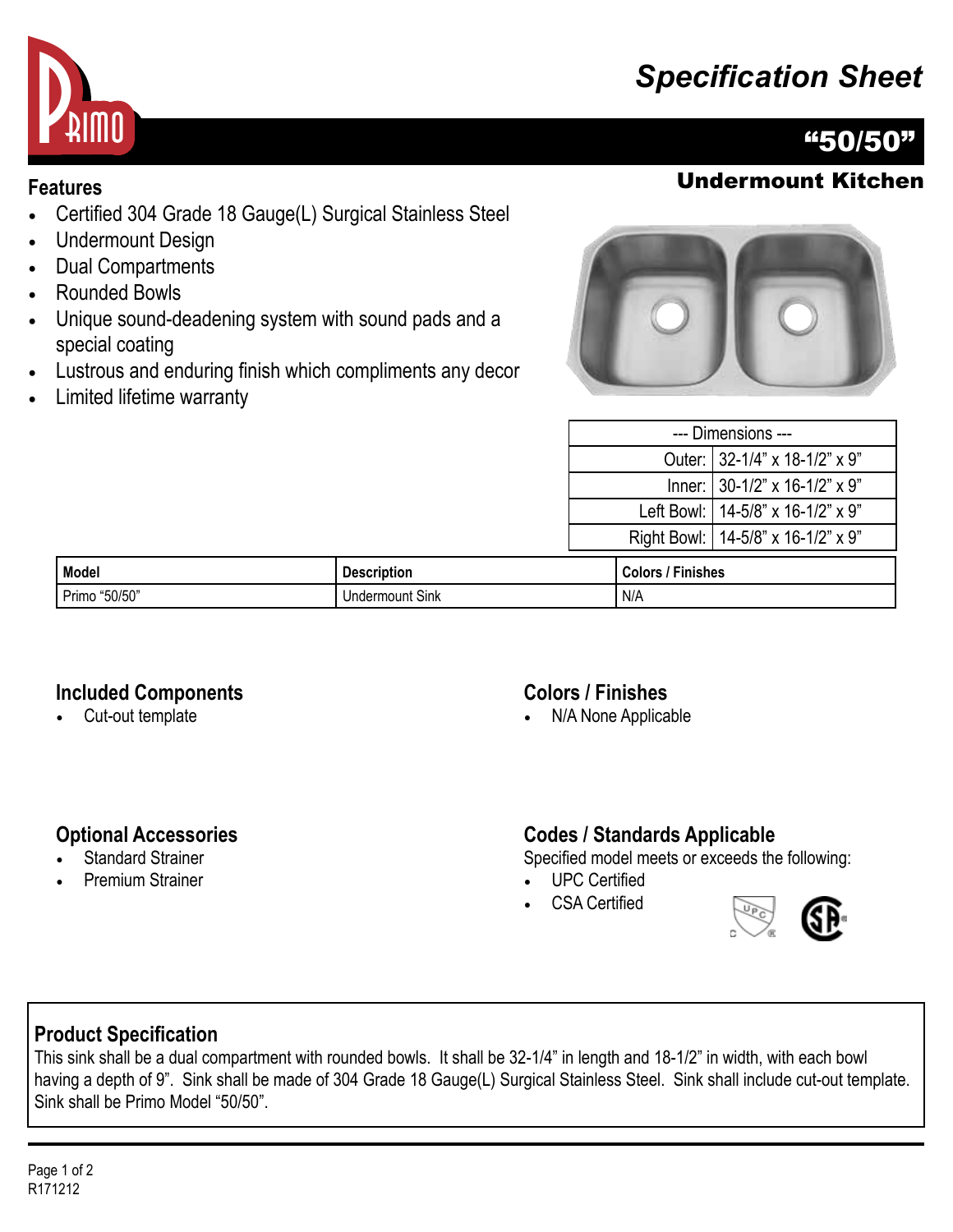# Specification Sheet

## "50/50"

### Undermount Kitchen

## Features

- Certified 304 Grade 18 Gauge(L) Surgical Stainless Steel
- Undermount Design
- Dual Compartments
- Rounded Bowls
- Unique sound-deadening system with sound pads and a special coating
- Lustrous and enduring finish which compliments any decor
- Limited lifetime warranty

| --- Dimensions --- | |
|---|---|
| Outer: | 32-1/4" x 18-1/2" x 9" |
| Inner: | 30-1/2" x 16-1/2" x 9" |
| Left Bowl: | 14-5/8" x 16-1/2" x 9" |
| Right Bowl: | 14-5/8" x 16-1/2" x 9" |

| Model | Description | Colors / Finishes |
|---|---|---|
| Primo "50/50" | Undermount Sink | N/A |

## Included Components

- Cut-out template

## Colors / Finishes

- N/A None Applicable

## Optional Accessories

- Standard Strainer
- Premium Strainer

## Codes / Standards Applicable

Specified model meets or exceeds the following:

- UPC Certified
- CSA Certified

## Product Specification

This sink shall be a dual compartment with rounded bowls. It shall be 32-1/4" in length and 18-1/2" in width, with each bowl having a depth of 9". Sink shall be made of 304 Grade 18 Gauge(L) Surgical Stainless Steel. Sink shall include cut-out template. Sink shall be Primo Model "50/50".

R171212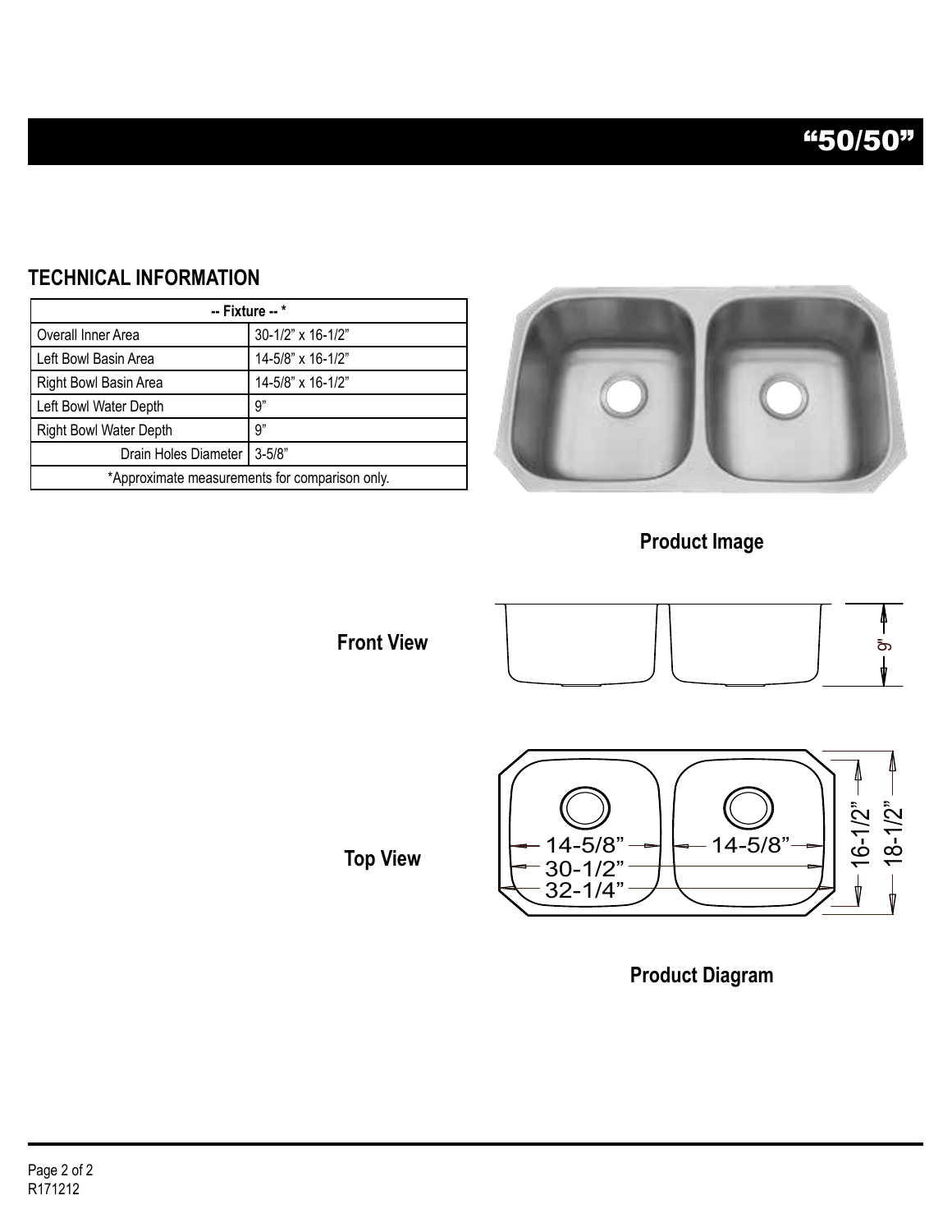# "50/50"

## TECHNICAL INFORMATION

| -- Fixture -- * | |
|---|---|
| Overall Inner Area | 30-1/2" x 16-1/2" |
| Left Bowl Basin Area | 14-5/8" x 16-1/2" |
| Right Bowl Basin Area | 14-5/8" x 16-1/2" |
| Left Bowl Water Depth | 9" |
| Right Bowl Water Depth | 9" |
| Drain Holes Diameter | 3-5/8" |
| *Approximate measurements for comparison only. | |

Product Image

Front View

9"

Top View

14-5/8"
14-5/8"
30-1/2"
32-1/4"
16-1/2"
18-1/2"

Product Diagram

R171212